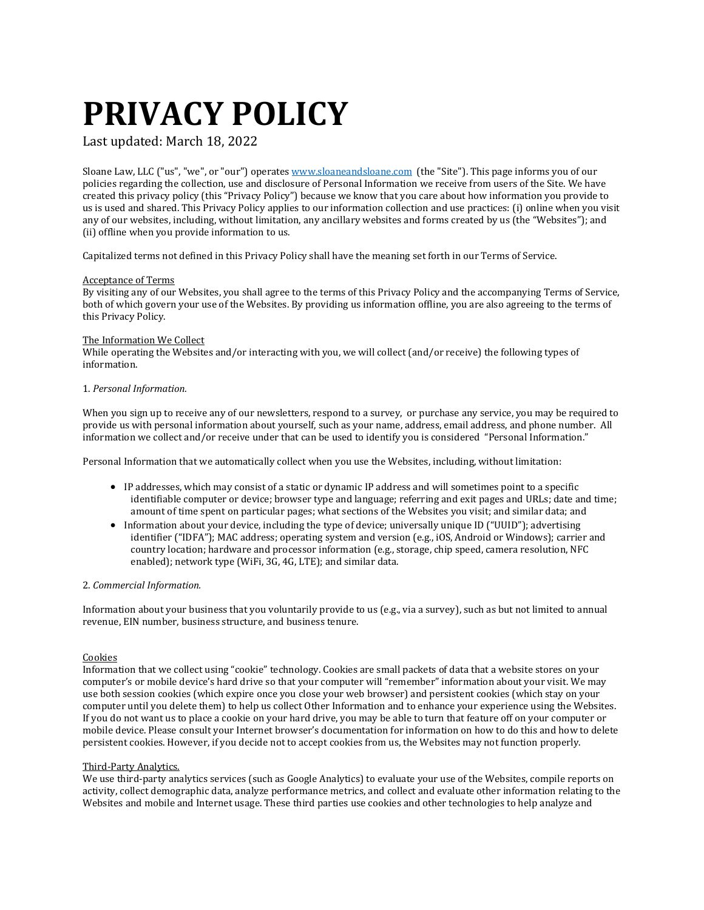# PRIVACY POLICY

Last updated: March 18, 2022

Sloane Law, LLC ("us", "we", or "our") operates [www.sloaneandsloane.com](http://www.sloaneandsloane.com) (the "Site"). This page informs you of our policies regarding the collection, use and disclosure of Personal Information we receive from users of the Site. We have created this privacy policy (this "Privacy Policy") because we know that you care about how information you provide to us is used and shared. This Privacy Policy applies to our information collection and use practices: (i) online when you visit any of our websites, including, without limitation, any ancillary websites and forms created by us (the "Websites"); and (ii) offline when you provide information to us.

Capitalized terms not defined in this Privacy Policy shall have the meaning set forth in our Terms of Service.

<u>Acceptance of Terms</u>
By visiting any of our Websites, you shall agree to the terms of this Privacy Policy and the accompanying Terms of Service, both of which govern your use of the Websites. By providing us information offline, you are also agreeing to the terms of this Privacy Policy.

<u>The Information We Collect</u>
While operating the Websites and/or interacting with you, we will collect (and/or receive) the following types of information.

1. *Personal Information.*

When you sign up to receive any of our newsletters, respond to a survey, or purchase any service, you may be required to provide us with personal information about yourself, such as your name, address, email address, and phone number. All information we collect and/or receive under that can be used to identify you is considered "Personal Information."

Personal Information that we automatically collect when you use the Websites, including, without limitation:

- IP addresses, which may consist of a static or dynamic IP address and will sometimes point to a specific identifiable computer or device; browser type and language; referring and exit pages and URLs; date and time; amount of time spent on particular pages; what sections of the Websites you visit; and similar data; and
- Information about your device, including the type of device; universally unique ID ("UUID"); advertising identifier ("IDFA"); MAC address; operating system and version (e.g., iOS, Android or Windows); carrier and country location; hardware and processor information (e.g., storage, chip speed, camera resolution, NFC enabled); network type (WiFi, 3G, 4G, LTE); and similar data.

2. *Commercial Information.*

Information about your business that you voluntarily provide to us (e.g., via a survey), such as but not limited to annual revenue, EIN number, business structure, and business tenure.

<u>Cookies</u>
Information that we collect using "cookie" technology. Cookies are small packets of data that a website stores on your computer's or mobile device's hard drive so that your computer will "remember" information about your visit. We may use both session cookies (which expire once you close your web browser) and persistent cookies (which stay on your computer until you delete them) to help us collect Other Information and to enhance your experience using the Websites. If you do not want us to place a cookie on your hard drive, you may be able to turn that feature off on your computer or mobile device. Please consult your Internet browser's documentation for information on how to do this and how to delete persistent cookies. However, if you decide not to accept cookies from us, the Websites may not function properly.

<u>Third-Party Analytics.</u>
We use third-party analytics services (such as Google Analytics) to evaluate your use of the Websites, compile reports on activity, collect demographic data, analyze performance metrics, and collect and evaluate other information relating to the Websites and mobile and Internet usage. These third parties use cookies and other technologies to help analyze and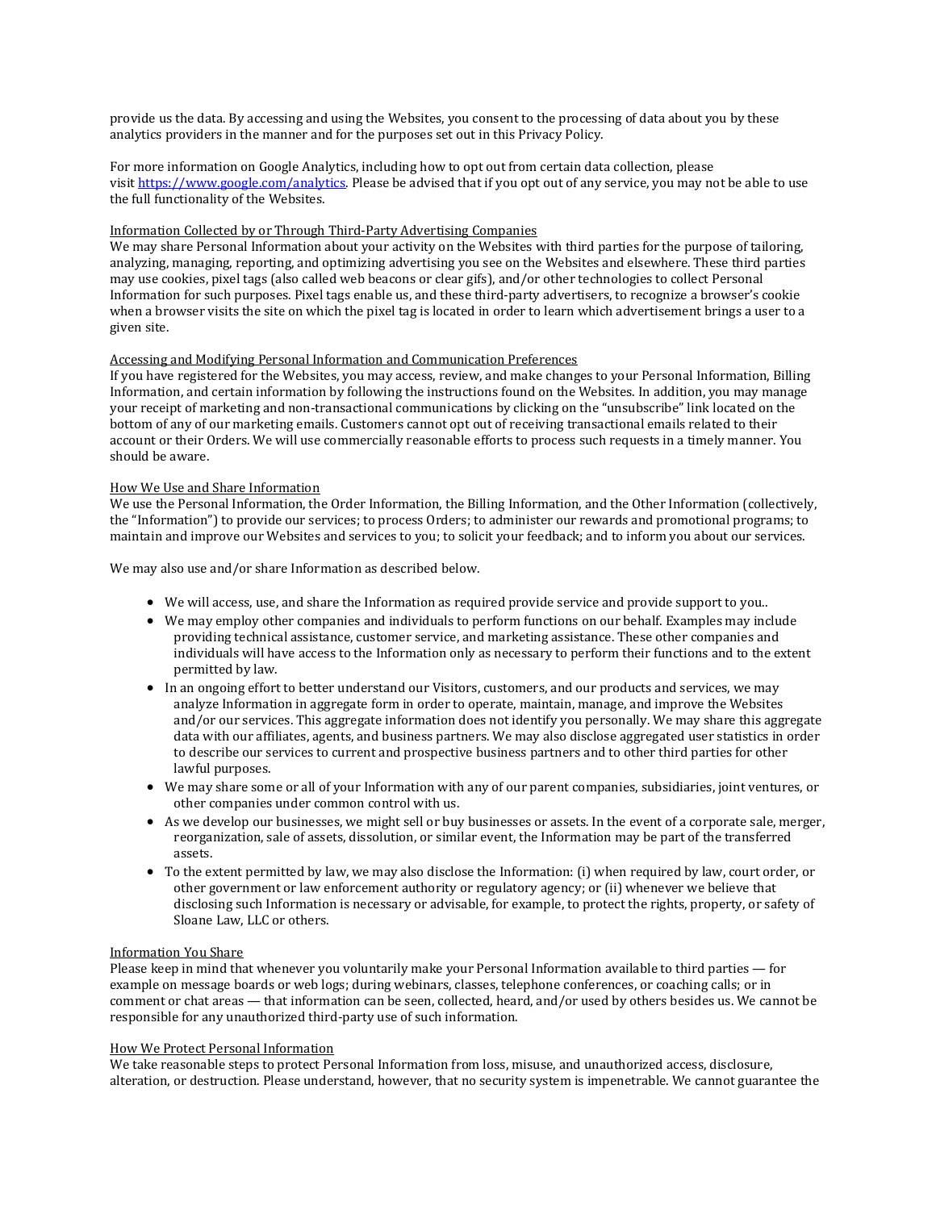provide us the data. By accessing and using the Websites, you consent to the processing of data about you by these analytics providers in the manner and for the purposes set out in this Privacy Policy.

For more information on Google Analytics, including how to opt out from certain data collection, please visit [https://www.google.com/analytics](https://www.google.com/analytics). Please be advised that if you opt out of any service, you may not be able to use the full functionality of the Websites.

Information Collected by or Through Third-Party Advertising Companies

We may share Personal Information about your activity on the Websites with third parties for the purpose of tailoring, analyzing, managing, reporting, and optimizing advertising you see on the Websites and elsewhere. These third parties may use cookies, pixel tags (also called web beacons or clear gifs), and/or other technologies to collect Personal Information for such purposes. Pixel tags enable us, and these third-party advertisers, to recognize a browser's cookie when a browser visits the site on which the pixel tag is located in order to learn which advertisement brings a user to a given site.

Accessing and Modifying Personal Information and Communication Preferences

If you have registered for the Websites, you may access, review, and make changes to your Personal Information, Billing Information, and certain information by following the instructions found on the Websites. In addition, you may manage your receipt of marketing and non-transactional communications by clicking on the "unsubscribe" link located on the bottom of any of our marketing emails. Customers cannot opt out of receiving transactional emails related to their account or their Orders. We will use commercially reasonable efforts to process such requests in a timely manner. You should be aware.

How We Use and Share Information

We use the Personal Information, the Order Information, the Billing Information, and the Other Information (collectively, the "Information") to provide our services; to process Orders; to administer our rewards and promotional programs; to maintain and improve our Websites and services to you; to solicit your feedback; and to inform you about our services.

We may also use and/or share Information as described below.

- We will access, use, and share the Information as required provide service and provide support to you..
- We may employ other companies and individuals to perform functions on our behalf. Examples may include providing technical assistance, customer service, and marketing assistance. These other companies and individuals will have access to the Information only as necessary to perform their functions and to the extent permitted by law.
- In an ongoing effort to better understand our Visitors, customers, and our products and services, we may analyze Information in aggregate form in order to operate, maintain, manage, and improve the Websites and/or our services. This aggregate information does not identify you personally. We may share this aggregate data with our affiliates, agents, and business partners. We may also disclose aggregated user statistics in order to describe our services to current and prospective business partners and to other third parties for other lawful purposes.
- We may share some or all of your Information with any of our parent companies, subsidiaries, joint ventures, or other companies under common control with us.
- As we develop our businesses, we might sell or buy businesses or assets. In the event of a corporate sale, merger, reorganization, sale of assets, dissolution, or similar event, the Information may be part of the transferred assets.
- To the extent permitted by law, we may also disclose the Information: (i) when required by law, court order, or other government or law enforcement authority or regulatory agency; or (ii) whenever we believe that disclosing such Information is necessary or advisable, for example, to protect the rights, property, or safety of Sloane Law, LLC or others.

Information You Share

Please keep in mind that whenever you voluntarily make your Personal Information available to third parties — for example on message boards or web logs; during webinars, classes, telephone conferences, or coaching calls; or in comment or chat areas — that information can be seen, collected, heard, and/or used by others besides us. We cannot be responsible for any unauthorized third-party use of such information.

How We Protect Personal Information

We take reasonable steps to protect Personal Information from loss, misuse, and unauthorized access, disclosure, alteration, or destruction. Please understand, however, that no security system is impenetrable. We cannot guarantee the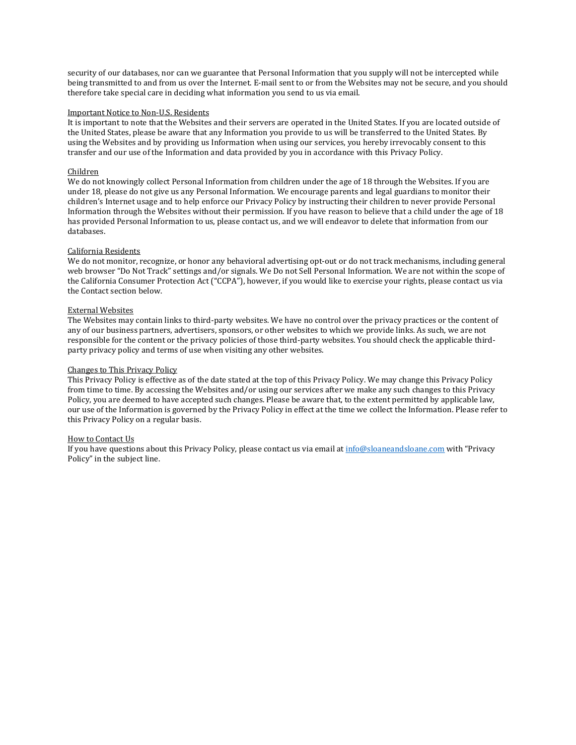security of our databases, nor can we guarantee that Personal Information that you supply will not be intercepted while being transmitted to and from us over the Internet. E-mail sent to or from the Websites may not be secure, and you should therefore take special care in deciding what information you send to us via email.

<u>Important Notice to Non-U.S. Residents</u>

It is important to note that the Websites and their servers are operated in the United States. If you are located outside of the United States, please be aware that any Information you provide to us will be transferred to the United States. By using the Websites and by providing us Information when using our services, you hereby irrevocably consent to this transfer and our use of the Information and data provided by you in accordance with this Privacy Policy.

<u>Children</u>

We do not knowingly collect Personal Information from children under the age of 18 through the Websites. If you are under 18, please do not give us any Personal Information. We encourage parents and legal guardians to monitor their children's Internet usage and to help enforce our Privacy Policy by instructing their children to never provide Personal Information through the Websites without their permission. If you have reason to believe that a child under the age of 18 has provided Personal Information to us, please contact us, and we will endeavor to delete that information from our databases.

<u>California Residents</u>

We do not monitor, recognize, or honor any behavioral advertising opt-out or do not track mechanisms, including general web browser "Do Not Track" settings and/or signals. We Do not Sell Personal Information. We are not within the scope of the California Consumer Protection Act ("CCPA"), however, if you would like to exercise your rights, please contact us via the Contact section below.

<u>External Websites</u>

The Websites may contain links to third-party websites. We have no control over the privacy practices or the content of any of our business partners, advertisers, sponsors, or other websites to which we provide links. As such, we are not responsible for the content or the privacy policies of those third-party websites. You should check the applicable third-party privacy policy and terms of use when visiting any other websites.

<u>Changes to This Privacy Policy</u>

This Privacy Policy is effective as of the date stated at the top of this Privacy Policy. We may change this Privacy Policy from time to time. By accessing the Websites and/or using our services after we make any such changes to this Privacy Policy, you are deemed to have accepted such changes. Please be aware that, to the extent permitted by applicable law, our use of the Information is governed by the Privacy Policy in effect at the time we collect the Information. Please refer to this Privacy Policy on a regular basis.

<u>How to Contact Us</u>

If you have questions about this Privacy Policy, please contact us via email at [info@sloaneandsloane.com](mailto:info@sloaneandsloane.com) with "Privacy Policy" in the subject line.